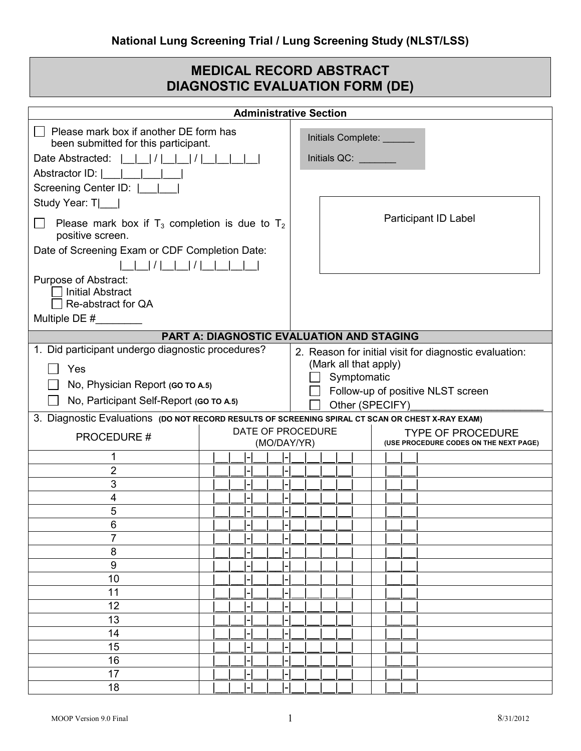## National Lung Screening Trial / Lung Screening Study (NLST/LSS)

# MEDICAL RECORD ABSTRACT
# DIAGNOSTIC EVALUATION FORM (DE)

### Administrative Section

☐ Please mark box if another DE form has been submitted for this participant.

Date Abstracted: |__|__| / |__|__| / |__|__|__|__|

Abstractor ID: |___|___|___|___|

Screening Center ID: |___|___|

Study Year: T|___|

☐ Please mark box if $T_3$ completion is due to $T_2$ positive screen.

Date of Screening Exam or CDF Completion Date:

|__|__| / |__|__| / |__|__|__|__|

Purpose of Abstract:
- ☐ Initial Abstract
- ☐ Re-abstract for QA

Multiple DE #________

Initials Complete: ______

Initials QC: _______

Participant ID Label

### PART A: DIAGNOSTIC EVALUATION AND STAGING

1. Did participant undergo diagnostic procedures?
   - ☐ Yes
   - ☐ No, Physician Report **(GO TO A.5)**
   - ☐ No, Participant Self-Report **(GO TO A.5)**

2. Reason for initial visit for diagnostic evaluation: (Mark all that apply)
   - ☐ Symptomatic
   - ☐ Follow-up of positive NLST screen
   - ☐ Other (SPECIFY)______________________

3. Diagnostic Evaluations **(DO NOT RECORD RESULTS OF SCREENING SPIRAL CT SCAN OR CHEST X-RAY EXAM)**

| PROCEDURE # | DATE OF PROCEDURE (MO/DAY/YR) | TYPE OF PROCEDURE **(USE PROCEDURE CODES ON THE NEXT PAGE)** |
|---|---|---|
| 1 | \|__\|__\|-\|__\|__\|-\|__\|__\|__\|__\| | \|__\|__\| |
| 2 | \|__\|__\|-\|__\|__\|-\|__\|__\|__\|__\| | \|__\|__\| |
| 3 | \|__\|__\|-\|__\|__\|-\|__\|__\|__\|__\| | \|__\|__\| |
| 4 | \|__\|__\|-\|__\|__\|-\|__\|__\|__\|__\| | \|__\|__\| |
| 5 | \|__\|__\|-\|__\|__\|-\|__\|__\|__\|__\| | \|__\|__\| |
| 6 | \|__\|__\|-\|__\|__\|-\|__\|__\|__\|__\| | \|__\|__\| |
| 7 | \|__\|__\|-\|__\|__\|-\|__\|__\|__\|__\| | \|__\|__\| |
| 8 | \|__\|__\|-\|__\|__\|-\|__\|__\|__\|__\| | \|__\|__\| |
| 9 | \|__\|__\|-\|__\|__\|-\|__\|__\|__\|__\| | \|__\|__\| |
| 10 | \|__\|__\|-\|__\|__\|-\|__\|__\|__\|__\| | \|__\|__\| |
| 11 | \|__\|__\|-\|__\|__\|-\|__\|__\|__\|__\| | \|__\|__\| |
| 12 | \|__\|__\|-\|__\|__\|-\|__\|__\|__\|__\| | \|__\|__\| |
| 13 | \|__\|__\|-\|__\|__\|-\|__\|__\|__\|__\| | \|__\|__\| |
| 14 | \|__\|__\|-\|__\|__\|-\|__\|__\|__\|__\| | \|__\|__\| |
| 15 | \|__\|__\|-\|__\|__\|-\|__\|__\|__\|__\| | \|__\|__\| |
| 16 | \|__\|__\|-\|__\|__\|-\|__\|__\|__\|__\| | \|__\|__\| |
| 17 | \|__\|__\|-\|__\|__\|-\|__\|__\|__\|__\| | \|__\|__\| |
| 18 | \|__\|__\|-\|__\|__\|-\|__\|__\|__\|__\| | \|__\|__\| |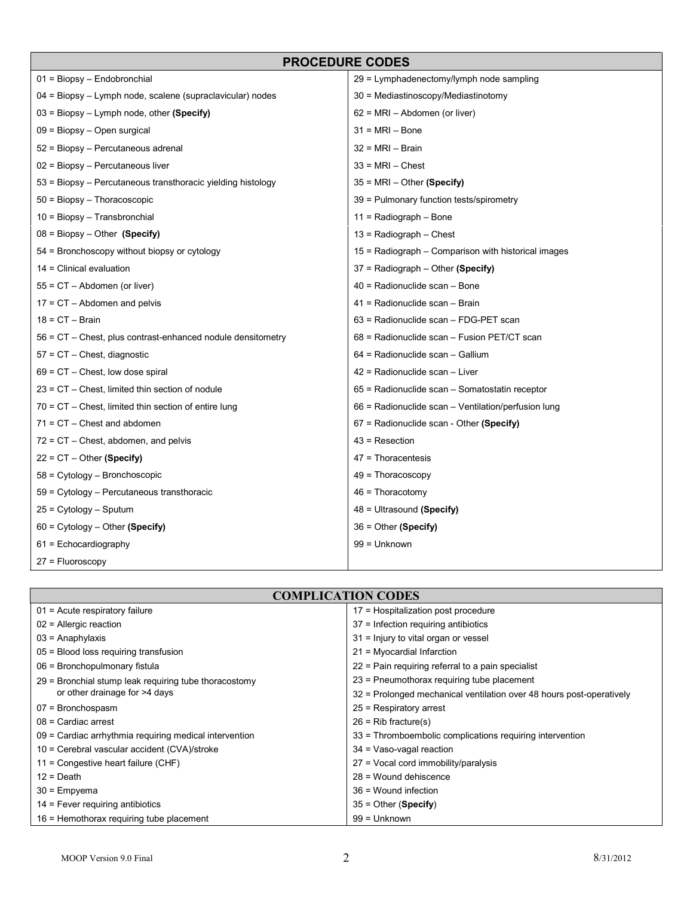| PROCEDURE CODES | |
|---|---|
| 01 = Biopsy – Endobronchial | 29 = Lymphadenectomy/lymph node sampling |
| 04 = Biopsy – Lymph node, scalene (supraclavicular) nodes | 30 = Mediastinoscopy/Mediastinotomy |
| 03 = Biopsy – Lymph node, other **(Specify)** | 62 = MRI – Abdomen (or liver) |
| 09 = Biopsy – Open surgical | 31 = MRI – Bone |
| 52 = Biopsy – Percutaneous adrenal | 32 = MRI – Brain |
| 02 = Biopsy – Percutaneous liver | 33 = MRI – Chest |
| 53 = Biopsy – Percutaneous transthoracic yielding histology | 35 = MRI – Other **(Specify)** |
| 50 = Biopsy – Thoracoscopic | 39 = Pulmonary function tests/spirometry |
| 10 = Biopsy – Transbronchial | 11 = Radiograph – Bone |
| 08 = Biopsy – Other **(Specify)** | 13 = Radiograph – Chest |
| 54 = Bronchoscopy without biopsy or cytology | 15 = Radiograph – Comparison with historical images |
| 14 = Clinical evaluation | 37 = Radiograph – Other **(Specify)** |
| 55 = CT – Abdomen (or liver) | 40 = Radionuclide scan – Bone |
| 17 = CT – Abdomen and pelvis | 41 = Radionuclide scan – Brain |
| 18 = CT – Brain | 63 = Radionuclide scan – FDG-PET scan |
| 56 = CT – Chest, plus contrast-enhanced nodule densitometry | 68 = Radionuclide scan – Fusion PET/CT scan |
| 57 = CT – Chest, diagnostic | 64 = Radionuclide scan – Gallium |
| 69 = CT – Chest, low dose spiral | 42 = Radionuclide scan – Liver |
| 23 = CT – Chest, limited thin section of nodule | 65 = Radionuclide scan – Somatostatin receptor |
| 70 = CT – Chest, limited thin section of entire lung | 66 = Radionuclide scan – Ventilation/perfusion lung |
| 71 = CT – Chest and abdomen | 67 = Radionuclide scan - Other **(Specify)** |
| 72 = CT – Chest, abdomen, and pelvis | 43 = Resection |
| 22 = CT – Other **(Specify)** | 47 = Thoracentesis |
| 58 = Cytology – Bronchoscopic | 49 = Thoracoscopy |
| 59 = Cytology – Percutaneous transthoracic | 46 = Thoracotomy |
| 25 = Cytology – Sputum | 48 = Ultrasound **(Specify)** |
| 60 = Cytology – Other **(Specify)** | 36 = Other **(Specify)** |
| 61 = Echocardiography | 99 = Unknown |
| 27 = Fluoroscopy | |

| COMPLICATION CODES | |
|---|---|
| 01 = Acute respiratory failure | 17 = Hospitalization post procedure |
| 02 = Allergic reaction | 37 = Infection requiring antibiotics |
| 03 = Anaphylaxis | 31 = Injury to vital organ or vessel |
| 05 = Blood loss requiring transfusion | 21 = Myocardial Infarction |
| 06 = Bronchopulmonary fistula | 22 = Pain requiring referral to a pain specialist |
| 29 = Bronchial stump leak requiring tube thoracostomy or other drainage for >4 days | 23 = Pneumothorax requiring tube placement |
| | 32 = Prolonged mechanical ventilation over 48 hours post-operatively |
| 07 = Bronchospasm | 25 = Respiratory arrest |
| 08 = Cardiac arrest | 26 = Rib fracture(s) |
| 09 = Cardiac arrhythmia requiring medical intervention | 33 = Thromboembolic complications requiring intervention |
| 10 = Cerebral vascular accident (CVA)/stroke | 34 = Vaso-vagal reaction |
| 11 = Congestive heart failure (CHF) | 27 = Vocal cord immobility/paralysis |
| 12 = Death | 28 = Wound dehiscence |
| 30 = Empyema | 36 = Wound infection |
| 14 = Fever requiring antibiotics | 35 = Other (**Specify**) |
| 16 = Hemothorax requiring tube placement | 99 = Unknown |

MOOP Version 9.0 Final 8/31/2012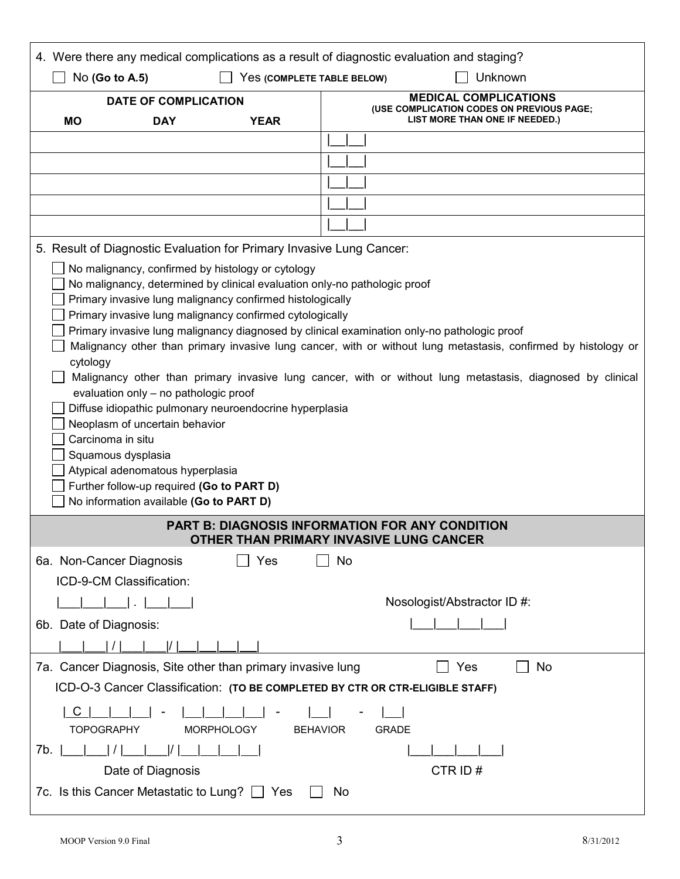4. Were there any medical complications as a result of diagnostic evaluation and staging?

☐ No **(Go to A.5)** ☐ Yes **(COMPLETE TABLE BELOW)** ☐ Unknown

| DATE OF COMPLICATION | | | MEDICAL COMPLICATIONS (USE COMPLICATION CODES ON PREVIOUS PAGE; LIST MORE THAN ONE IF NEEDED.) |
|---|---|---|---|
| **MO** | **DAY** | **YEAR** | |
| | | | \|__\|__\| |
| | | | \|__\|__\| |
| | | | \|__\|__\| |
| | | | \|__\|__\| |
| | | | \|__\|__\| |

5. Result of Diagnostic Evaluation for Primary Invasive Lung Cancer:

- ☐ No malignancy, confirmed by histology or cytology
- ☐ No malignancy, determined by clinical evaluation only-no pathologic proof
- ☐ Primary invasive lung malignancy confirmed histologically
- ☐ Primary invasive lung malignancy confirmed cytologically
- ☐ Primary invasive lung malignancy diagnosed by clinical examination only-no pathologic proof
- ☐ Malignancy other than primary invasive lung cancer, with or without lung metastasis, confirmed by histology or cytology
- ☐ Malignancy other than primary invasive lung cancer, with or without lung metastasis, diagnosed by clinical evaluation only – no pathologic proof
- ☐ Diffuse idiopathic pulmonary neuroendocrine hyperplasia
- ☐ Neoplasm of uncertain behavior
- ☐ Carcinoma in situ
- ☐ Squamous dysplasia
- ☐ Atypical adenomatous hyperplasia
- ☐ Further follow-up required **(Go to PART D)**
- ☐ No information available **(Go to PART D)**

## PART B: DIAGNOSIS INFORMATION FOR ANY CONDITION OTHER THAN PRIMARY INVASIVE LUNG CANCER

6a. Non-Cancer Diagnosis ☐ Yes ☐ No

ICD-9-CM Classification:

|___|___|___| . |___|___|

Nosologist/Abstractor ID #: |___|___|___|___|

6b. Date of Diagnosis:

|___|___| / |___|___|/ |___|___|___|___|

7a. Cancer Diagnosis, Site other than primary invasive lung ☐ Yes ☐ No

ICD-O-3 Cancer Classification: **(TO BE COMPLETED BY CTR OR CTR-ELIGIBLE STAFF)**

| C |___|___|___| - |___|___|___|___| - |___| - |___|

TOPOGRAPHY MORPHOLOGY BEHAVIOR GRADE

7b. |___|___| / |___|___|/ |___|___|___|___| |___|___|___|___|

Date of Diagnosis CTR ID #

7c. Is this Cancer Metastatic to Lung? ☐ Yes ☐ No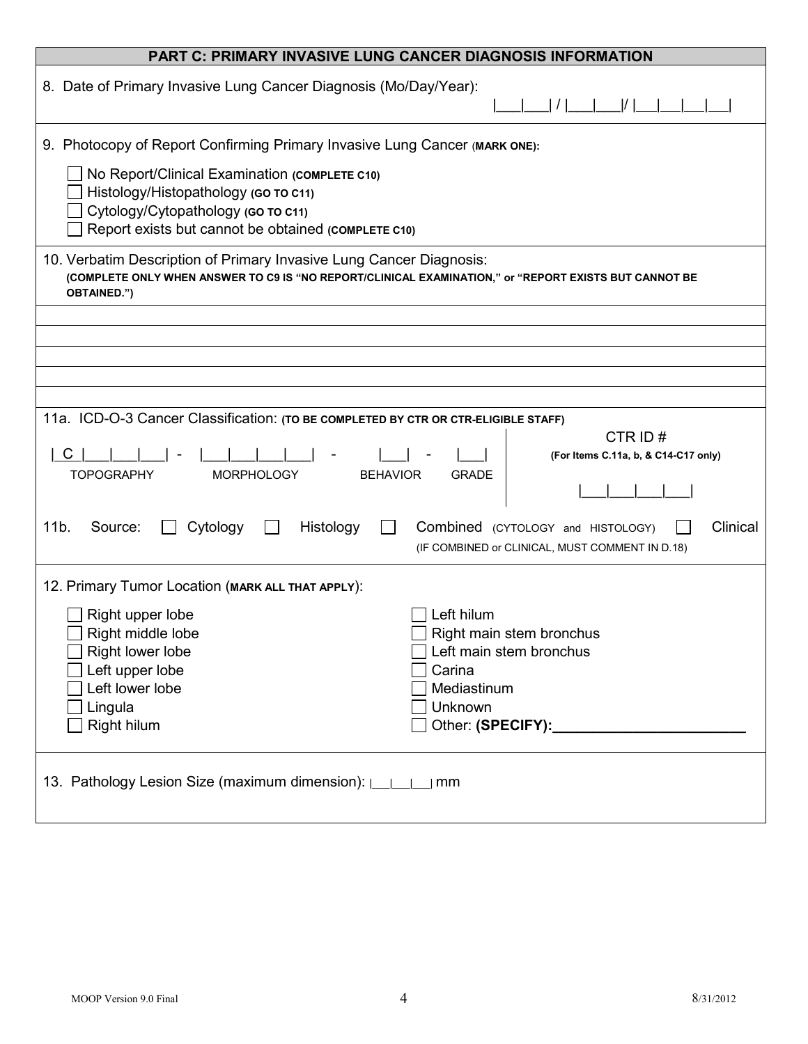## PART C: PRIMARY INVASIVE LUNG CANCER DIAGNOSIS INFORMATION

8. Date of Primary Invasive Lung Cancer Diagnosis (Mo/Day/Year): |___|___| / |___|___|/ |___|___|___|___|

9. Photocopy of Report Confirming Primary Invasive Lung Cancer (**MARK ONE**):

- ☐ No Report/Clinical Examination **(COMPLETE C10)**
- ☐ Histology/Histopathology **(GO TO C11)**
- ☐ Cytology/Cytopathology **(GO TO C11)**
- ☐ Report exists but cannot be obtained **(COMPLETE C10)**

10. Verbatim Description of Primary Invasive Lung Cancer Diagnosis:
**(COMPLETE ONLY WHEN ANSWER TO C9 IS "NO REPORT/CLINICAL EXAMINATION," or "REPORT EXISTS BUT CANNOT BE OBTAINED.")**

_____________________________________________

_____________________________________________

_____________________________________________

_____________________________________________

_____________________________________________

11a. ICD-O-3 Cancer Classification: **(TO BE COMPLETED BY CTR OR CTR-ELIGIBLE STAFF)**

| C |___|___|___| - |___|___|___|___| - |___| - |___|

TOPOGRAPHY MORPHOLOGY BEHAVIOR GRADE

CTR ID #
**(For Items C.11a, b, & C14-C17 only)**

|___|___|___|___|

11b. Source: ☐ Cytology ☐ Histology ☐ Combined (CYTOLOGY and HISTOLOGY) ☐ Clinical
(IF COMBINED or CLINICAL, MUST COMMENT IN D.18)

12. Primary Tumor Location (**MARK ALL THAT APPLY**):

- ☐ Right upper lobe
- ☐ Right middle lobe
- ☐ Right lower lobe
- ☐ Left upper lobe
- ☐ Left lower lobe
- ☐ Lingula
- ☐ Right hilum
- ☐ Left hilum
- ☐ Right main stem bronchus
- ☐ Left main stem bronchus
- ☐ Carina
- ☐ Mediastinum
- ☐ Unknown
- ☐ Other: **(SPECIFY):**________________________

13. Pathology Lesion Size (maximum dimension): |___|___|___| mm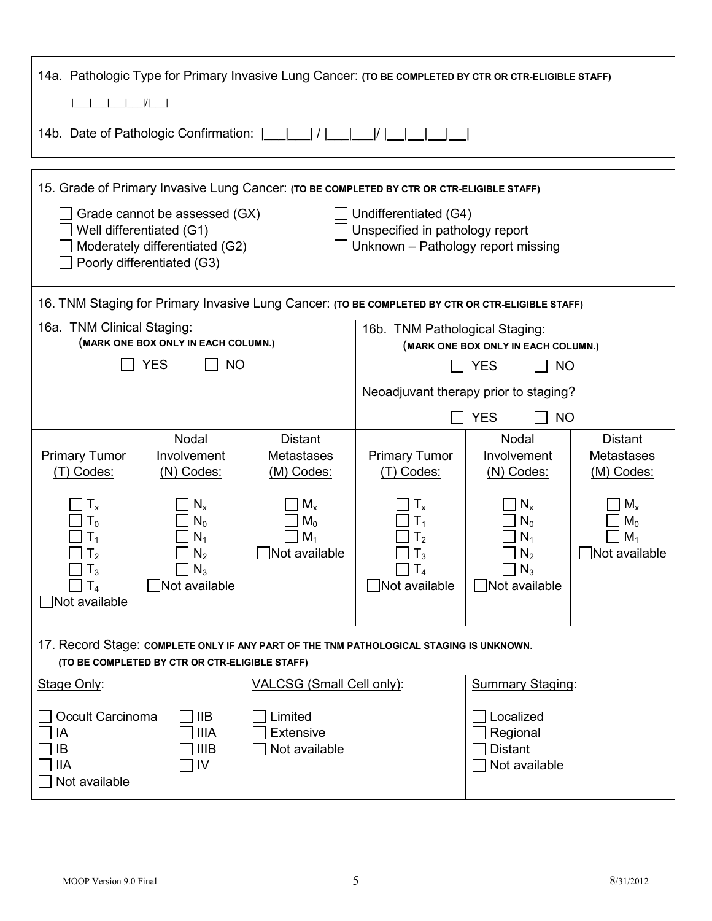14a. Pathologic Type for Primary Invasive Lung Cancer: **(TO BE COMPLETED BY CTR OR CTR-ELIGIBLE STAFF)**

|___|___|___|___|/|___|

14b. Date of Pathologic Confirmation: |___|___| / |___|___|/ |__|__|__|__|

15. Grade of Primary Invasive Lung Cancer: **(TO BE COMPLETED BY CTR OR CTR-ELIGIBLE STAFF)**

- ☐ Grade cannot be assessed (GX)
- ☐ Well differentiated (G1)
- ☐ Moderately differentiated (G2)
- ☐ Poorly differentiated (G3)
- ☐ Undifferentiated (G4)
- ☐ Unspecified in pathology report
- ☐ Unknown – Pathology report missing

16. TNM Staging for Primary Invasive Lung Cancer: **(TO BE COMPLETED BY CTR OR CTR-ELIGIBLE STAFF)**

16a. TNM Clinical Staging: **(MARK ONE BOX ONLY IN EACH COLUMN.)**

☐ YES ☐ NO

16b. TNM Pathological Staging: **(MARK ONE BOX ONLY IN EACH COLUMN.)**

☐ YES ☐ NO

Neoadjuvant therapy prior to staging?

☐ YES ☐ NO

| 16a. Primary Tumor (T) Codes: | 16a. Nodal Involvement (N) Codes: | 16a. Distant Metastases (M) Codes: | 16b. Primary Tumor (T) Codes: | 16b. Nodal Involvement (N) Codes: | 16b. Distant Metastases (M) Codes: |
|---|---|---|---|---|---|
| ☐ $T_x$ | ☐ $N_x$ | ☐ $M_x$ | ☐ $T_x$ | ☐ $N_x$ | ☐ $M_x$ |
| ☐ $T_0$ | ☐ $N_0$ | ☐ $M_0$ | ☐ $T_1$ | ☐ $N_0$ | ☐ $M_0$ |
| ☐ $T_1$ | ☐ $N_1$ | ☐ $M_1$ | ☐ $T_2$ | ☐ $N_1$ | ☐ $M_1$ |
| ☐ $T_2$ | ☐ $N_2$ | ☐ Not available | ☐ $T_3$ | ☐ $N_2$ | ☐ Not available |
| ☐ $T_3$ | ☐ $N_3$ | | ☐ $T_4$ | ☐ $N_3$ | |
| ☐ $T_4$ | ☐ Not available | | ☐ Not available | ☐ Not available | |
| ☐ Not available | | | | | |

17. Record Stage: **COMPLETE ONLY IF ANY PART OF THE TNM PATHOLOGICAL STAGING IS UNKNOWN. (TO BE COMPLETED BY CTR OR CTR-ELIGIBLE STAFF)**

| Stage Only: | | VALCSG (Small Cell only): | Summary Staging: |
|---|---|---|---|
| ☐ Occult Carcinoma | ☐ IIB | ☐ Limited | ☐ Localized |
| ☐ IA | ☐ IIIA | ☐ Extensive | ☐ Regional |
| ☐ IB | ☐ IIIB | ☐ Not available | ☐ Distant |
| ☐ IIA | ☐ IV | | ☐ Not available |
| ☐ Not available | | | |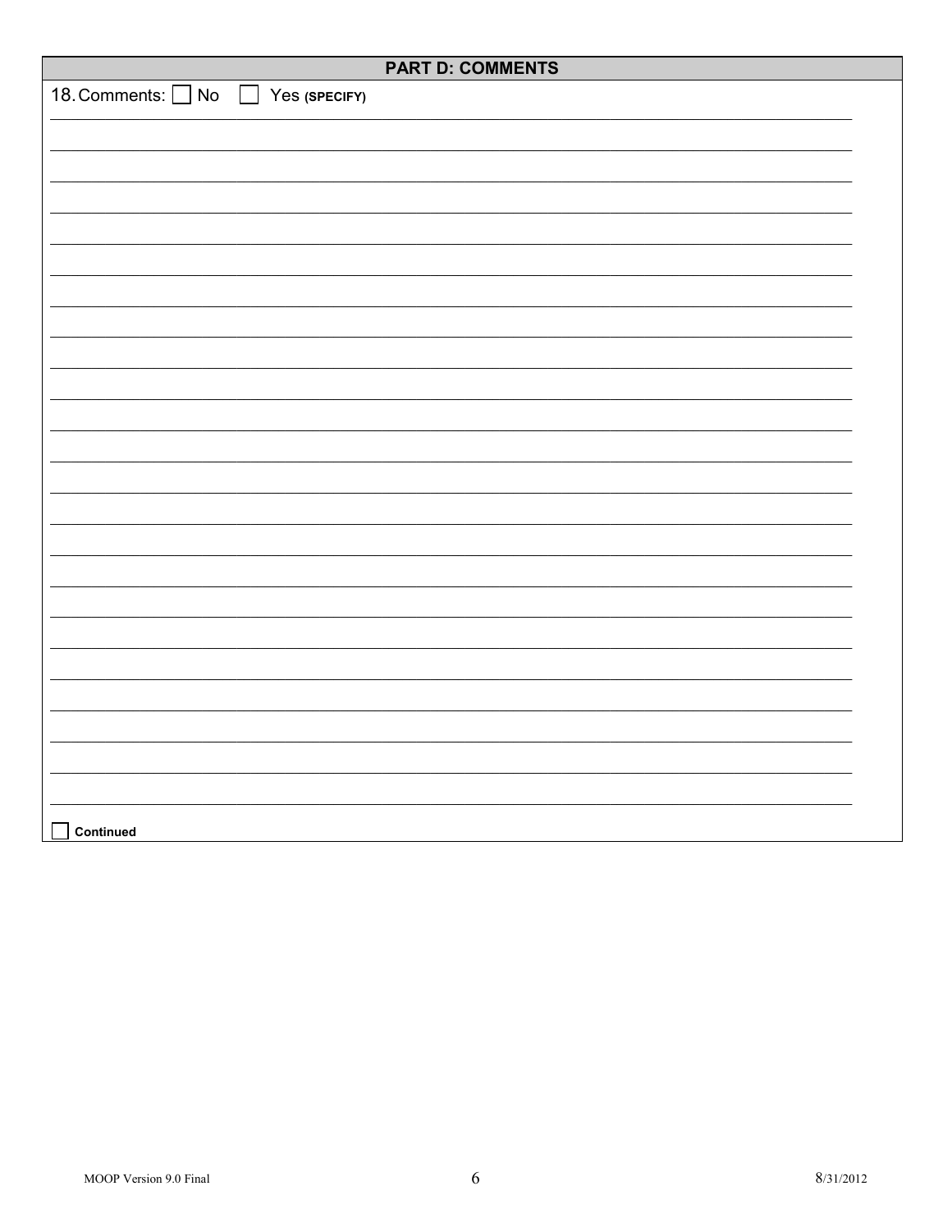## PART D: COMMENTS

18. Comments: ☐ No ☐ Yes **(SPECIFY)**

\_\_\_\_\_\_\_\_\_\_\_\_\_\_\_\_\_\_\_\_\_\_\_\_\_\_\_\_\_\_\_\_\_\_\_\_\_\_\_\_\_\_\_\_\_\_\_\_\_\_\_\_\_\_\_\_\_\_\_\_\_\_\_\_\_\_\_\_\_\_\_\_\_\_\_\_\_\_

\_\_\_\_\_\_\_\_\_\_\_\_\_\_\_\_\_\_\_\_\_\_\_\_\_\_\_\_\_\_\_\_\_\_\_\_\_\_\_\_\_\_\_\_\_\_\_\_\_\_\_\_\_\_\_\_\_\_\_\_\_\_\_\_\_\_\_\_\_\_\_\_\_\_\_\_\_\_

\_\_\_\_\_\_\_\_\_\_\_\_\_\_\_\_\_\_\_\_\_\_\_\_\_\_\_\_\_\_\_\_\_\_\_\_\_\_\_\_\_\_\_\_\_\_\_\_\_\_\_\_\_\_\_\_\_\_\_\_\_\_\_\_\_\_\_\_\_\_\_\_\_\_\_\_\_\_

\_\_\_\_\_\_\_\_\_\_\_\_\_\_\_\_\_\_\_\_\_\_\_\_\_\_\_\_\_\_\_\_\_\_\_\_\_\_\_\_\_\_\_\_\_\_\_\_\_\_\_\_\_\_\_\_\_\_\_\_\_\_\_\_\_\_\_\_\_\_\_\_\_\_\_\_\_\_

\_\_\_\_\_\_\_\_\_\_\_\_\_\_\_\_\_\_\_\_\_\_\_\_\_\_\_\_\_\_\_\_\_\_\_\_\_\_\_\_\_\_\_\_\_\_\_\_\_\_\_\_\_\_\_\_\_\_\_\_\_\_\_\_\_\_\_\_\_\_\_\_\_\_\_\_\_\_

☐ **Continued**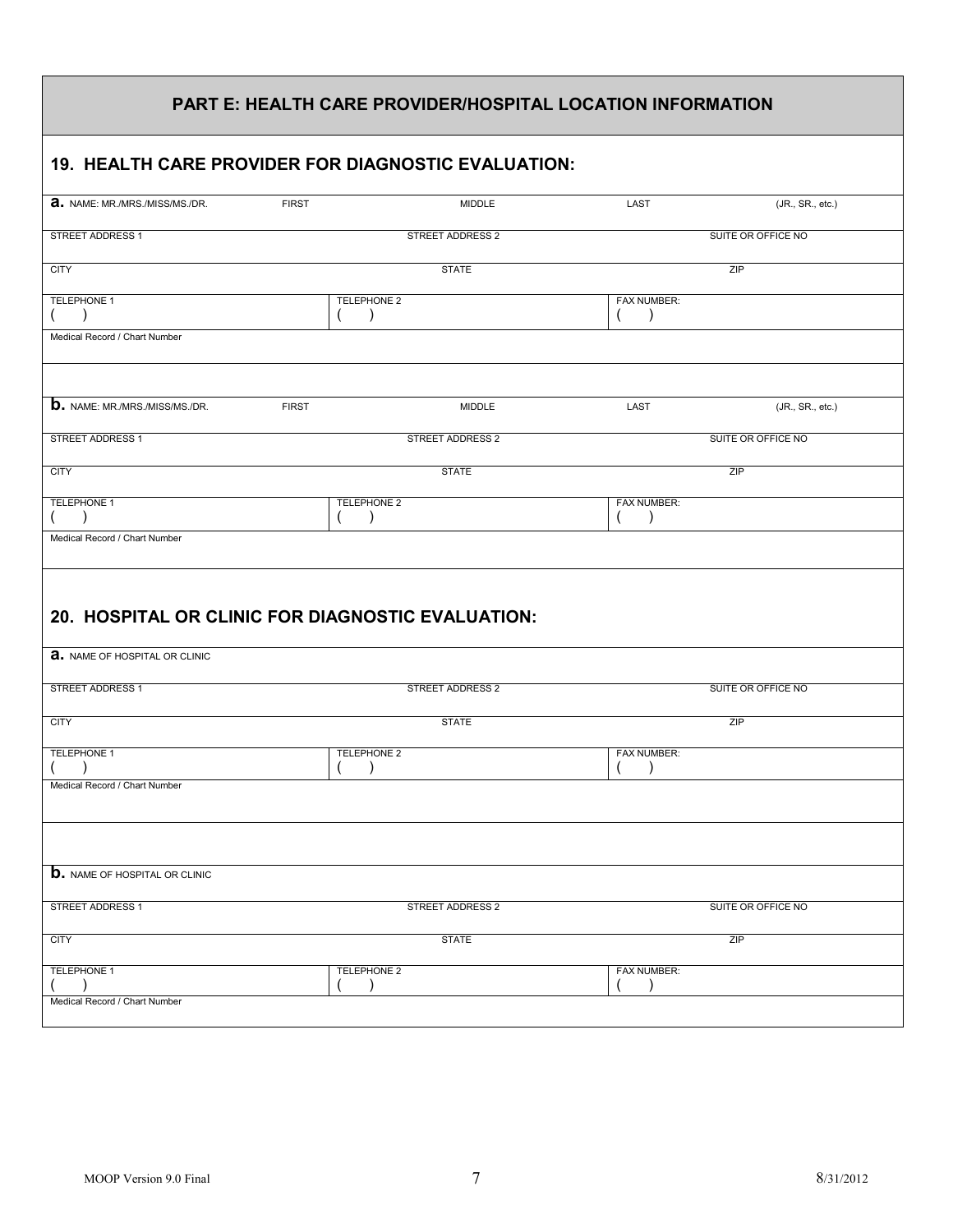## PART E: HEALTH CARE PROVIDER/HOSPITAL LOCATION INFORMATION

### 19. HEALTH CARE PROVIDER FOR DIAGNOSTIC EVALUATION:

| | | | | |
|---|---|---|---|---|
| **a.** NAME: MR./MRS./MISS/MS./DR. | FIRST | MIDDLE | LAST | (JR., SR., etc.) |
| STREET ADDRESS 1 | | STREET ADDRESS 2 | | SUITE OR OFFICE NO |
| CITY | | STATE | | ZIP |
| TELEPHONE 1 ( ) | | TELEPHONE 2 ( ) | FAX NUMBER: ( ) | |
| Medical Record / Chart Number | | | | |

| | | | | |
|---|---|---|---|---|
| **b.** NAME: MR./MRS./MISS/MS./DR. | FIRST | MIDDLE | LAST | (JR., SR., etc.) |
| STREET ADDRESS 1 | | STREET ADDRESS 2 | | SUITE OR OFFICE NO |
| CITY | | STATE | | ZIP |
| TELEPHONE 1 ( ) | | TELEPHONE 2 ( ) | FAX NUMBER: ( ) | |
| Medical Record / Chart Number | | | | |

### 20. HOSPITAL OR CLINIC FOR DIAGNOSTIC EVALUATION:

| | | |
|---|---|---|
| **a.** NAME OF HOSPITAL OR CLINIC | | |
| STREET ADDRESS 1 | STREET ADDRESS 2 | SUITE OR OFFICE NO |
| CITY | STATE | ZIP |
| TELEPHONE 1 ( ) | TELEPHONE 2 ( ) | FAX NUMBER: ( ) |
| Medical Record / Chart Number | | |

| | | |
|---|---|---|
| **b.** NAME OF HOSPITAL OR CLINIC | | |
| STREET ADDRESS 1 | STREET ADDRESS 2 | SUITE OR OFFICE NO |
| CITY | STATE | ZIP |
| TELEPHONE 1 ( ) | TELEPHONE 2 ( ) | FAX NUMBER: ( ) |
| Medical Record / Chart Number | | |